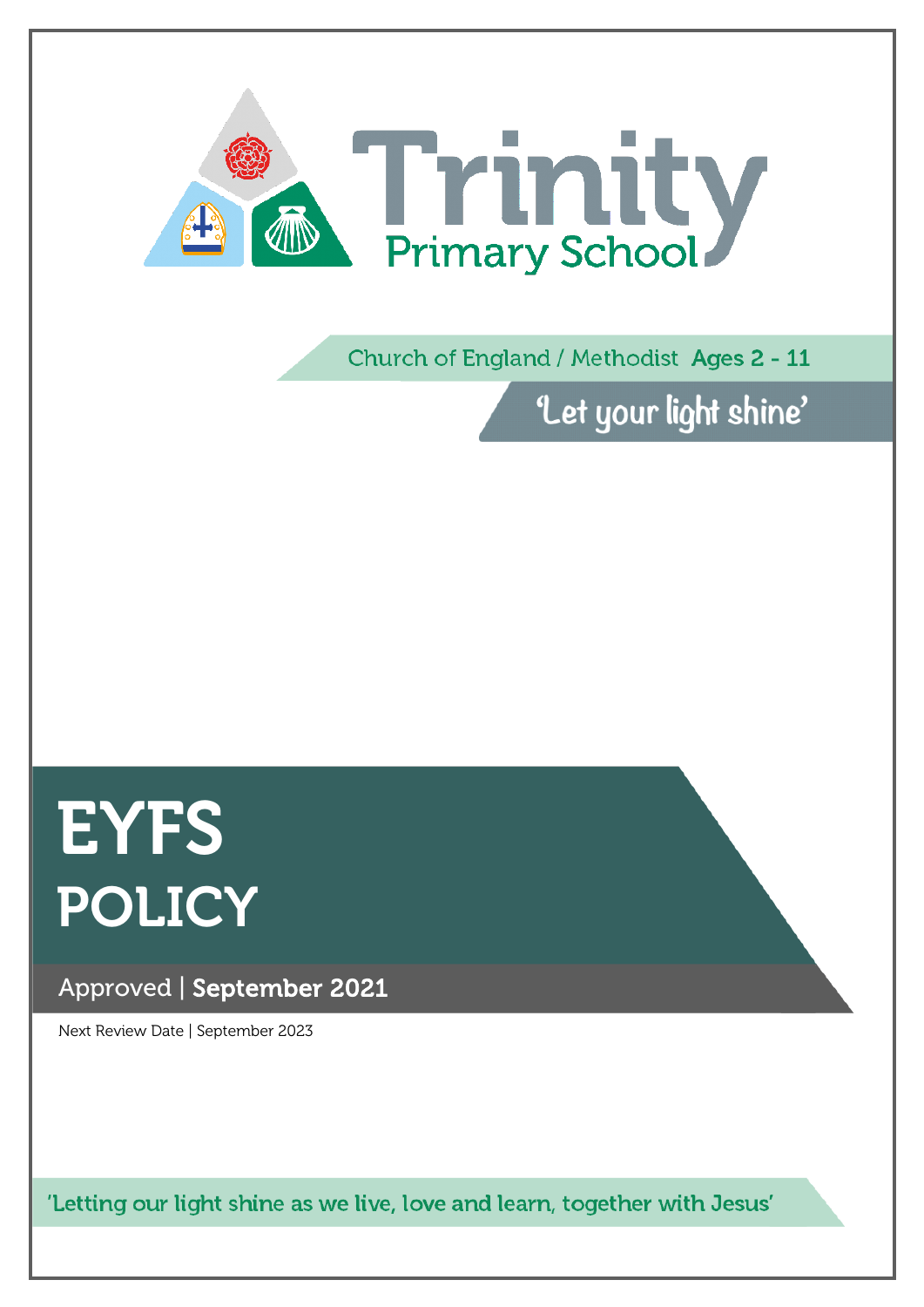# Trinity

## Primary School

Church of England / Methodist **Ages 2 - 11**

'Let your light shine'

# EYFS POLICY

Approved | **September 2021**

Next Review Date | September 2023

'Letting our light shine as we live, love and learn, together with Jesus'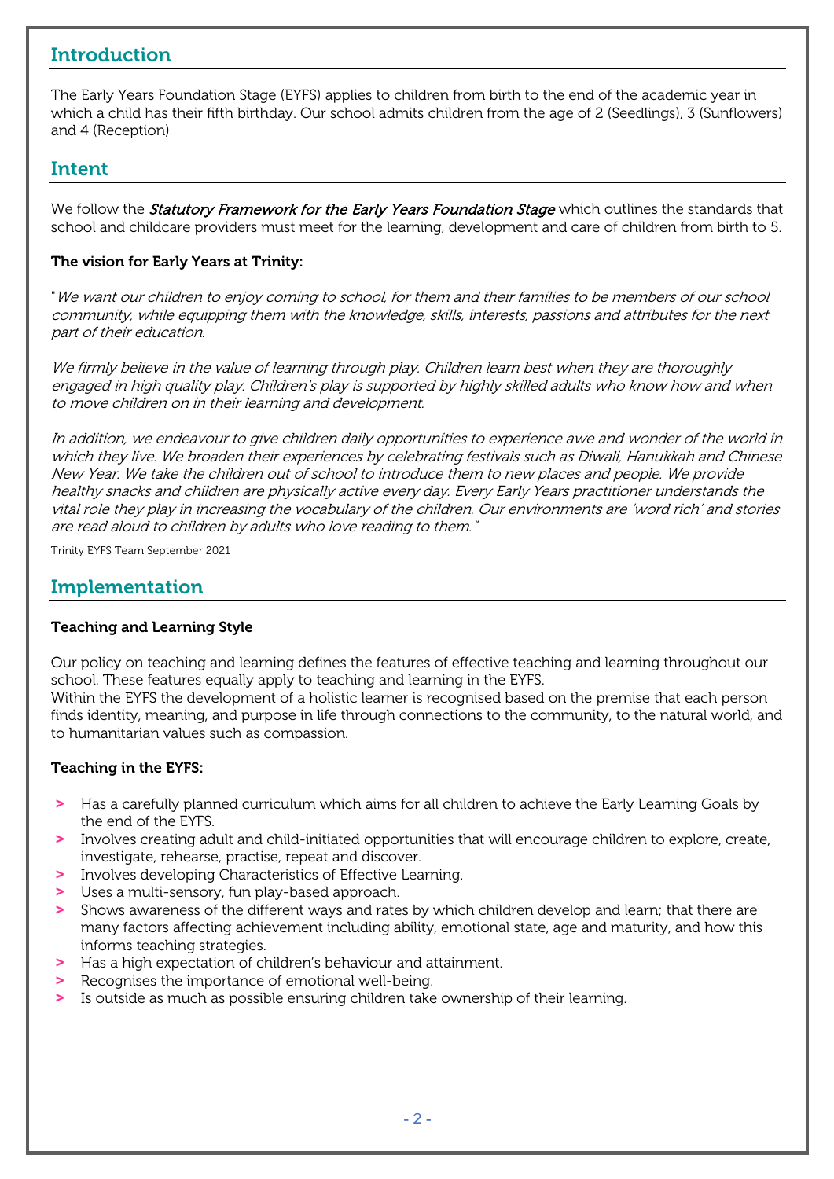## Introduction

The Early Years Foundation Stage (EYFS) applies to children from birth to the end of the academic year in which a child has their fifth birthday. Our school admits children from the age of 2 (Seedlings), 3 (Sunflowers) and 4 (Reception)

## Intent

We follow the ***Statutory Framework for the Early Years Foundation Stage*** which outlines the standards that school and childcare providers must meet for the learning, development and care of children from birth to 5.

**The vision for Early Years at Trinity:**

"*We want our children to enjoy coming to school, for them and their families to be members of our school community, while equipping them with the knowledge, skills, interests, passions and attributes for the next part of their education.*

*We firmly believe in the value of learning through play. Children learn best when they are thoroughly engaged in high quality play. Children's play is supported by highly skilled adults who know how and when to move children on in their learning and development.*

*In addition, we endeavour to give children daily opportunities to experience awe and wonder of the world in which they live. We broaden their experiences by celebrating festivals such as Diwali, Hanukkah and Chinese New Year. We take the children out of school to introduce them to new places and people. We provide healthy snacks and children are physically active every day. Every Early Years practitioner understands the vital role they play in increasing the vocabulary of the children. Our environments are 'word rich' and stories are read aloud to children by adults who love reading to them.*"

Trinity EYFS Team September 2021

## Implementation

**Teaching and Learning Style**

Our policy on teaching and learning defines the features of effective teaching and learning throughout our school. These features equally apply to teaching and learning in the EYFS.
Within the EYFS the development of a holistic learner is recognised based on the premise that each person finds identity, meaning, and purpose in life through connections to the community, to the natural world, and to humanitarian values such as compassion.

**Teaching in the EYFS:**

- Has a carefully planned curriculum which aims for all children to achieve the Early Learning Goals by the end of the EYFS.
- Involves creating adult and child-initiated opportunities that will encourage children to explore, create, investigate, rehearse, practise, repeat and discover.
- Involves developing Characteristics of Effective Learning.
- Uses a multi-sensory, fun play-based approach.
- Shows awareness of the different ways and rates by which children develop and learn; that there are many factors affecting achievement including ability, emotional state, age and maturity, and how this informs teaching strategies.
- Has a high expectation of children's behaviour and attainment.
- Recognises the importance of emotional well-being.
- Is outside as much as possible ensuring children take ownership of their learning.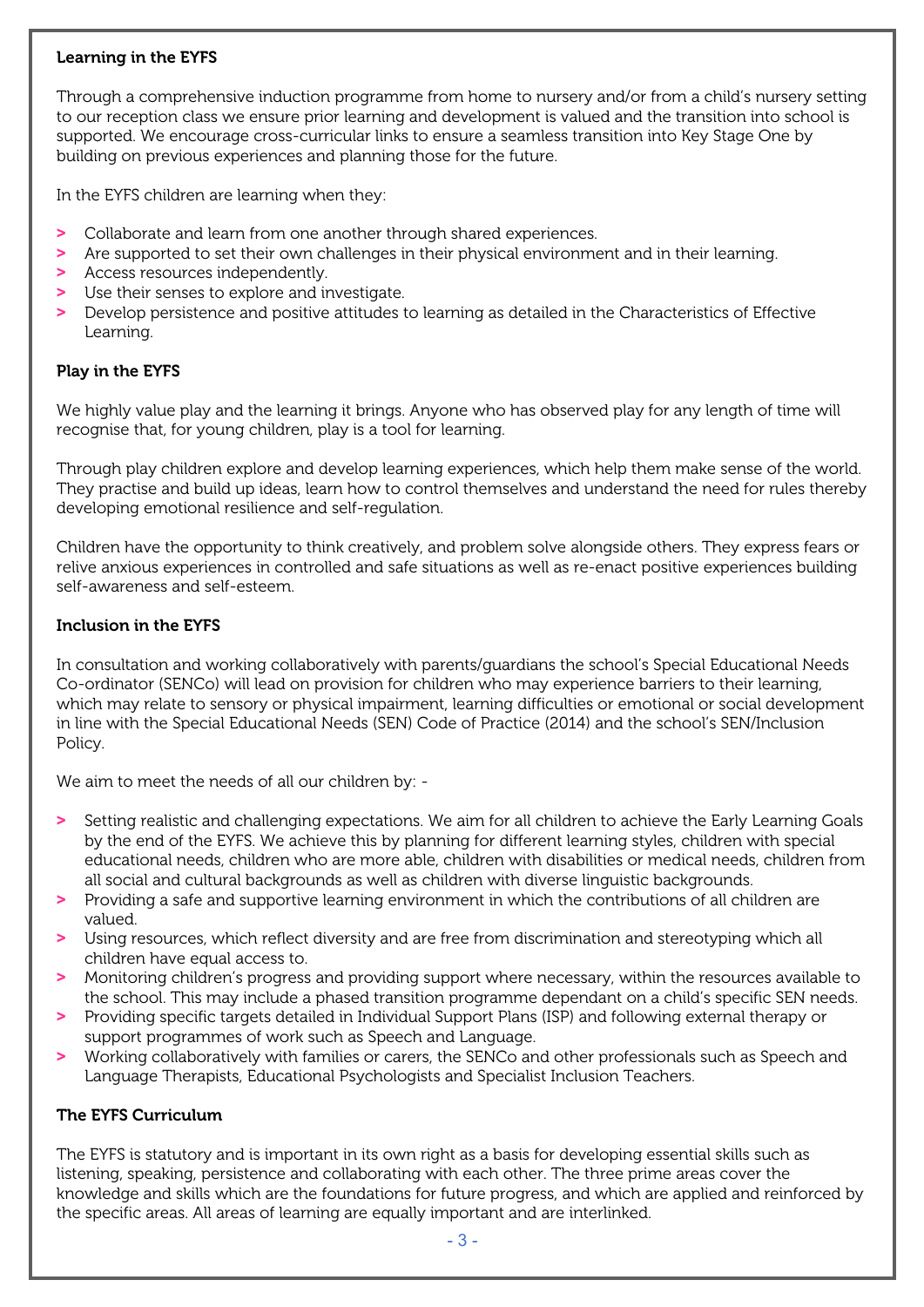## Learning in the EYFS

Through a comprehensive induction programme from home to nursery and/or from a child's nursery setting to our reception class we ensure prior learning and development is valued and the transition into school is supported. We encourage cross-curricular links to ensure a seamless transition into Key Stage One by building on previous experiences and planning those for the future.

In the EYFS children are learning when they:

- Collaborate and learn from one another through shared experiences.
- Are supported to set their own challenges in their physical environment and in their learning.
- Access resources independently.
- Use their senses to explore and investigate.
- Develop persistence and positive attitudes to learning as detailed in the Characteristics of Effective Learning.

## Play in the EYFS

We highly value play and the learning it brings. Anyone who has observed play for any length of time will recognise that, for young children, play is a tool for learning.

Through play children explore and develop learning experiences, which help them make sense of the world. They practise and build up ideas, learn how to control themselves and understand the need for rules thereby developing emotional resilience and self-regulation.

Children have the opportunity to think creatively, and problem solve alongside others. They express fears or relive anxious experiences in controlled and safe situations as well as re-enact positive experiences building self-awareness and self-esteem.

## Inclusion in the EYFS

In consultation and working collaboratively with parents/guardians the school's Special Educational Needs Co-ordinator (SENCo) will lead on provision for children who may experience barriers to their learning, which may relate to sensory or physical impairment, learning difficulties or emotional or social development in line with the Special Educational Needs (SEN) Code of Practice (2014) and the school's SEN/Inclusion Policy.

We aim to meet the needs of all our children by: -

- Setting realistic and challenging expectations. We aim for all children to achieve the Early Learning Goals by the end of the EYFS. We achieve this by planning for different learning styles, children with special educational needs, children who are more able, children with disabilities or medical needs, children from all social and cultural backgrounds as well as children with diverse linguistic backgrounds.
- Providing a safe and supportive learning environment in which the contributions of all children are valued.
- Using resources, which reflect diversity and are free from discrimination and stereotyping which all children have equal access to.
- Monitoring children's progress and providing support where necessary, within the resources available to the school. This may include a phased transition programme dependant on a child's specific SEN needs.
- Providing specific targets detailed in Individual Support Plans (ISP) and following external therapy or support programmes of work such as Speech and Language.
- Working collaboratively with families or carers, the SENCo and other professionals such as Speech and Language Therapists, Educational Psychologists and Specialist Inclusion Teachers.

## The EYFS Curriculum

The EYFS is statutory and is important in its own right as a basis for developing essential skills such as listening, speaking, persistence and collaborating with each other. The three prime areas cover the knowledge and skills which are the foundations for future progress, and which are applied and reinforced by the specific areas. All areas of learning are equally important and are interlinked.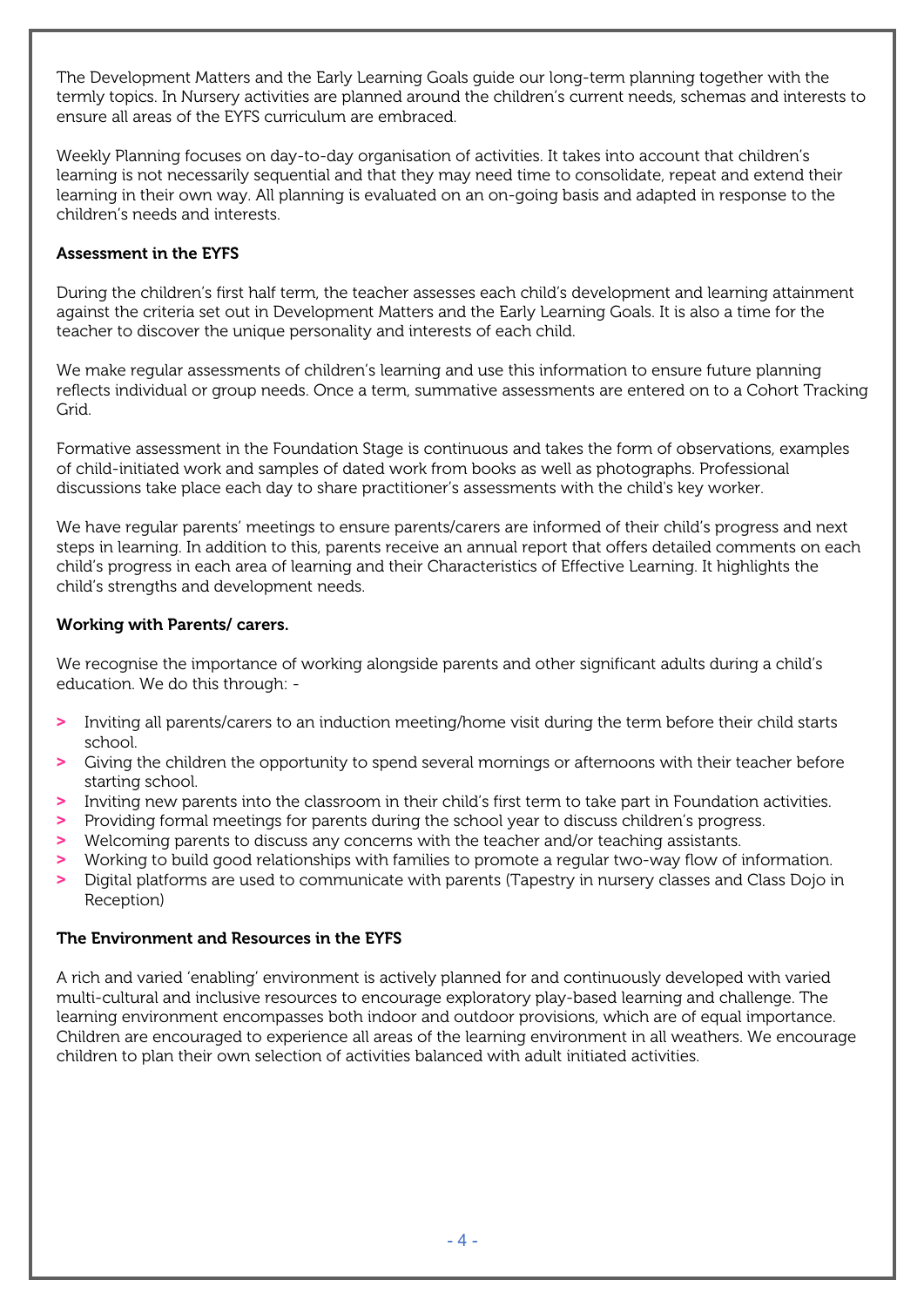The Development Matters and the Early Learning Goals guide our long-term planning together with the termly topics. In Nursery activities are planned around the children's current needs, schemas and interests to ensure all areas of the EYFS curriculum are embraced.

Weekly Planning focuses on day-to-day organisation of activities. It takes into account that children's learning is not necessarily sequential and that they may need time to consolidate, repeat and extend their learning in their own way. All planning is evaluated on an on-going basis and adapted in response to the children's needs and interests.

**Assessment in the EYFS**

During the children's first half term, the teacher assesses each child's development and learning attainment against the criteria set out in Development Matters and the Early Learning Goals. It is also a time for the teacher to discover the unique personality and interests of each child.

We make regular assessments of children's learning and use this information to ensure future planning reflects individual or group needs. Once a term, summative assessments are entered on to a Cohort Tracking Grid.

Formative assessment in the Foundation Stage is continuous and takes the form of observations, examples of child-initiated work and samples of dated work from books as well as photographs. Professional discussions take place each day to share practitioner's assessments with the child's key worker.

We have regular parents' meetings to ensure parents/carers are informed of their child's progress and next steps in learning. In addition to this, parents receive an annual report that offers detailed comments on each child's progress in each area of learning and their Characteristics of Effective Learning. It highlights the child's strengths and development needs.

**Working with Parents/ carers.**

We recognise the importance of working alongside parents and other significant adults during a child's education. We do this through: -

- Inviting all parents/carers to an induction meeting/home visit during the term before their child starts school.
- Giving the children the opportunity to spend several mornings or afternoons with their teacher before starting school.
- Inviting new parents into the classroom in their child's first term to take part in Foundation activities.
- Providing formal meetings for parents during the school year to discuss children's progress.
- Welcoming parents to discuss any concerns with the teacher and/or teaching assistants.
- Working to build good relationships with families to promote a regular two-way flow of information.
- Digital platforms are used to communicate with parents (Tapestry in nursery classes and Class Dojo in Reception)

**The Environment and Resources in the EYFS**

A rich and varied 'enabling' environment is actively planned for and continuously developed with varied multi-cultural and inclusive resources to encourage exploratory play-based learning and challenge. The learning environment encompasses both indoor and outdoor provisions, which are of equal importance. Children are encouraged to experience all areas of the learning environment in all weathers. We encourage children to plan their own selection of activities balanced with adult initiated activities.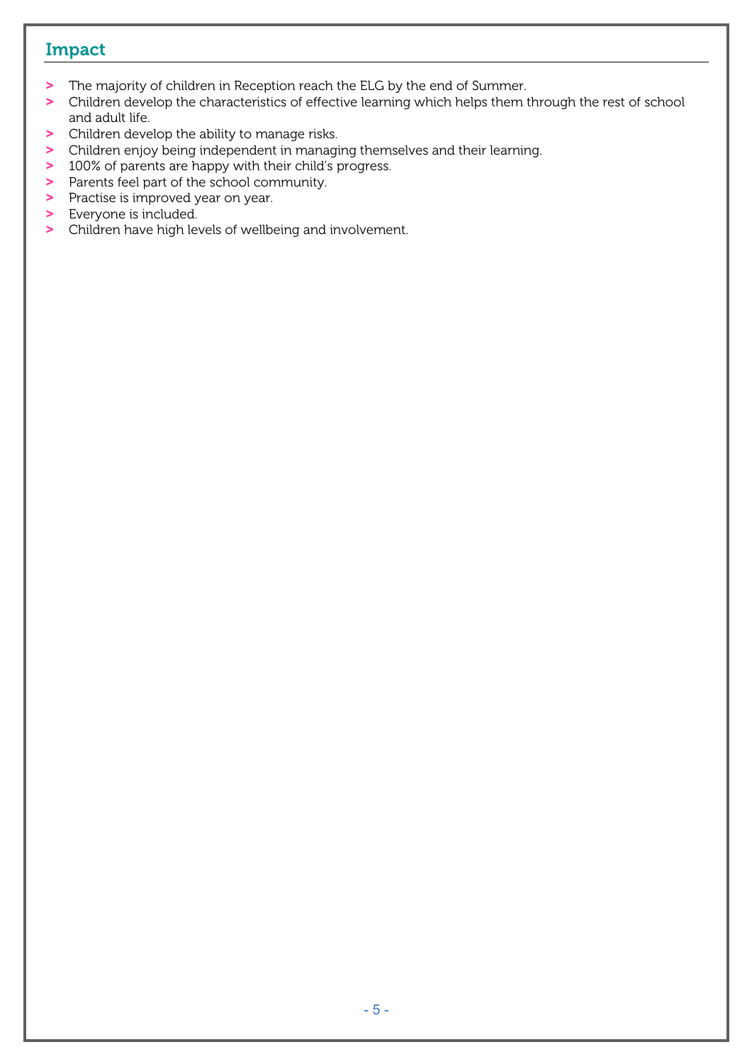## Impact

- The majority of children in Reception reach the ELG by the end of Summer.
- Children develop the characteristics of effective learning which helps them through the rest of school and adult life.
- Children develop the ability to manage risks.
- Children enjoy being independent in managing themselves and their learning.
- 100% of parents are happy with their child's progress.
- Parents feel part of the school community.
- Practise is improved year on year.
- Everyone is included.
- Children have high levels of wellbeing and involvement.